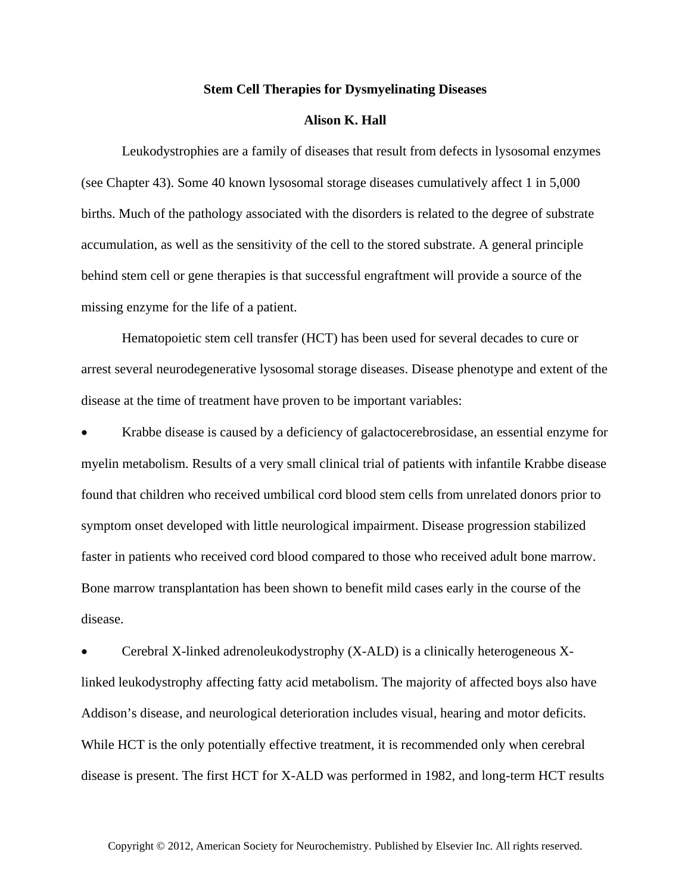# Stem Cell Therapies for Dysmyelinating Diseases

**Alison K. Hall**

Leukodystrophies are a family of diseases that result from defects in lysosomal enzymes (see Chapter 43). Some 40 known lysosomal storage diseases cumulatively affect 1 in 5,000 births. Much of the pathology associated with the disorders is related to the degree of substrate accumulation, as well as the sensitivity of the cell to the stored substrate. A general principle behind stem cell or gene therapies is that successful engraftment will provide a source of the missing enzyme for the life of a patient.

Hematopoietic stem cell transfer (HCT) has been used for several decades to cure or arrest several neurodegenerative lysosomal storage diseases. Disease phenotype and extent of the disease at the time of treatment have proven to be important variables:

- Krabbe disease is caused by a deficiency of galactocerebrosidase, an essential enzyme for myelin metabolism. Results of a very small clinical trial of patients with infantile Krabbe disease found that children who received umbilical cord blood stem cells from unrelated donors prior to symptom onset developed with little neurological impairment. Disease progression stabilized faster in patients who received cord blood compared to those who received adult bone marrow. Bone marrow transplantation has been shown to benefit mild cases early in the course of the disease.
- Cerebral X-linked adrenoleukodystrophy (X-ALD) is a clinically heterogeneous X-linked leukodystrophy affecting fatty acid metabolism. The majority of affected boys also have Addison's disease, and neurological deterioration includes visual, hearing and motor deficits. While HCT is the only potentially effective treatment, it is recommended only when cerebral disease is present. The first HCT for X-ALD was performed in 1982, and long-term HCT results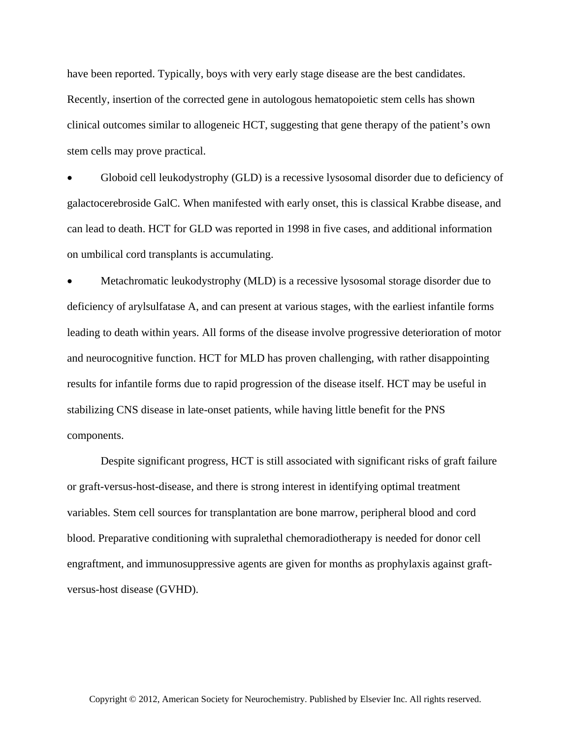have been reported. Typically, boys with very early stage disease are the best candidates. Recently, insertion of the corrected gene in autologous hematopoietic stem cells has shown clinical outcomes similar to allogeneic HCT, suggesting that gene therapy of the patient's own stem cells may prove practical.

- Globoid cell leukodystrophy (GLD) is a recessive lysosomal disorder due to deficiency of galactocerebroside GalC. When manifested with early onset, this is classical Krabbe disease, and can lead to death. HCT for GLD was reported in 1998 in five cases, and additional information on umbilical cord transplants is accumulating.
- Metachromatic leukodystrophy (MLD) is a recessive lysosomal storage disorder due to deficiency of arylsulfatase A, and can present at various stages, with the earliest infantile forms leading to death within years. All forms of the disease involve progressive deterioration of motor and neurocognitive function. HCT for MLD has proven challenging, with rather disappointing results for infantile forms due to rapid progression of the disease itself. HCT may be useful in stabilizing CNS disease in late-onset patients, while having little benefit for the PNS components.

Despite significant progress, HCT is still associated with significant risks of graft failure or graft-versus-host-disease, and there is strong interest in identifying optimal treatment variables. Stem cell sources for transplantation are bone marrow, peripheral blood and cord blood. Preparative conditioning with supralethal chemoradiotherapy is needed for donor cell engraftment, and immunosuppressive agents are given for months as prophylaxis against graft-versus-host disease (GVHD).

Copyright © 2012, American Society for Neurochemistry. Published by Elsevier Inc. All rights reserved.